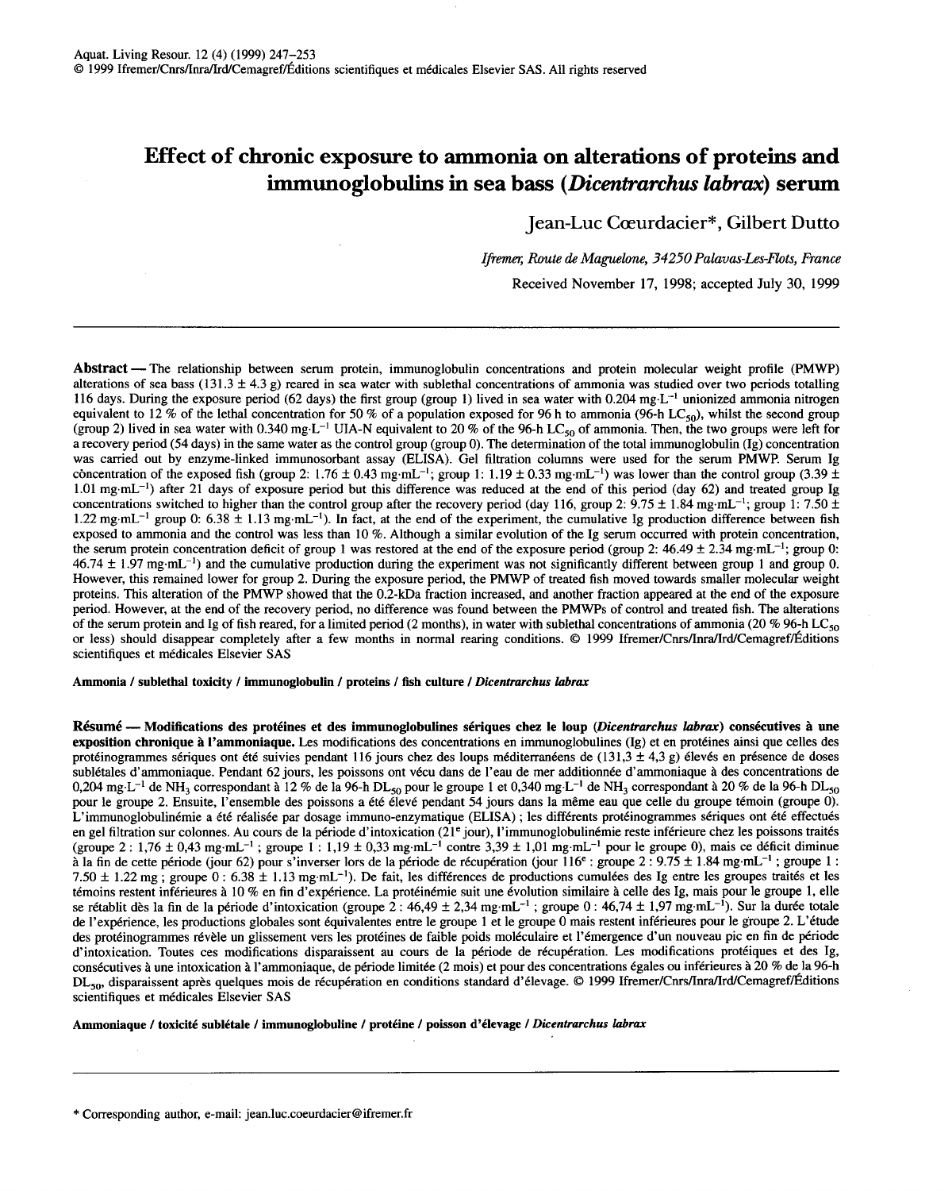# Effect of chronic exposure to ammonia on alterations of proteins and immunoglobulins in sea bass (*Dicentrarchus labrax*) serum

Jean-Luc Cœurdacier*, Gilbert Dutto

*Ifremer, Route de Maguelone, 34250 Palavas-Les-Flots, France*

Received November 17, 1998; accepted July 30, 1999

---

**Abstract** — The relationship between serum protein, immunoglobulin concentrations and protein molecular weight profile (PMWP) alterations of sea bass (131.3 ± 4.3 g) reared in sea water with sublethal concentrations of ammonia was studied over two periods totalling 116 days. During the exposure period (62 days) the first group (group 1) lived in sea water with 0.204 $mg \cdot L^{-1}$ unionized ammonia nitrogen equivalent to 12 % of the lethal concentration for 50 % of a population exposed for 96 h to ammonia (96-h $LC_{50}$), whilst the second group (group 2) lived in sea water with 0.340 $mg \cdot L^{-1}$ UIA-N equivalent to 20 % of the 96-h $LC_{50}$ of ammonia. Then, the two groups were left for a recovery period (54 days) in the same water as the control group (group 0). The determination of the total immunoglobulin (Ig) concentration was carried out by enzyme-linked immunosorbant assay (ELISA). Gel filtration columns were used for the serum PMWP. Serum Ig concentration of the exposed fish (group 2: 1.76 ± 0.43 $mg \cdot mL^{-1}$; group 1: 1.19 ± 0.33 $mg \cdot mL^{-1}$) was lower than the control group (3.39 ± 1.01 $mg \cdot mL^{-1}$) after 21 days of exposure period but this difference was reduced at the end of this period (day 62) and treated group Ig concentrations switched to higher than the control group after the recovery period (day 116, group 2: 9.75 ± 1.84 $mg \cdot mL^{-1}$; group 1: 7.50 ± 1.22 $mg \cdot mL^{-1}$ group 0: 6.38 ± 1.13 $mg \cdot mL^{-1}$). In fact, at the end of the experiment, the cumulative Ig production difference between fish exposed to ammonia and the control was less than 10 %. Although a similar evolution of the Ig serum occurred with protein concentration, the serum protein concentration deficit of group 1 was restored at the end of the exposure period (group 2: 46.49 ± 2.34 $mg \cdot mL^{-1}$; group 0: 46.74 ± 1.97 $mg \cdot mL^{-1}$) and the cumulative production during the experiment was not significantly different between group 1 and group 0. However, this remained lower for group 2. During the exposure period, the PMWP of treated fish moved towards smaller molecular weight proteins. This alteration of the PMWP showed that the 0.2-kDa fraction increased, and another fraction appeared at the end of the exposure period. However, at the end of the recovery period, no difference was found between the PMWPs of control and treated fish. The alterations of the serum protein and Ig of fish reared, for a limited period (2 months), in water with sublethal concentrations of ammonia (20 % 96-h $LC_{50}$ or less) should disappear completely after a few months in normal rearing conditions. © 1999 Ifremer/Cnrs/Inra/Ird/Cemagref/Éditions scientifiques et médicales Elsevier SAS

**Ammonia / sublethal toxicity / immunoglobulin / proteins / fish culture / *Dicentrarchus labrax***

**Résumé — Modifications des protéines et des immunoglobulines sériques chez le loup (*Dicentrarchus labrax*) consécutives à une exposition chronique à l'ammoniaque.** Les modifications des concentrations en immunoglobulines (Ig) et en protéines ainsi que celles des protéinogrammes sériques ont été suivies pendant 116 jours chez des loups méditerranéens de (131,3 ± 4,3 g) élevés en présence de doses sublétales d'ammoniaque. Pendant 62 jours, les poissons ont vécu dans de l'eau de mer additionnée d'ammoniaque à des concentrations de 0,204 $mg \cdot L^{-1}$ de $NH_3$ correspondant à 12 % de la 96-h $DL_{50}$ pour le groupe 1 et 0,340 $mg \cdot L^{-1}$ de $NH_3$ correspondant à 20 % de la 96-h $DL_{50}$ pour le groupe 2. Ensuite, l'ensemble des poissons a été élevé pendant 54 jours dans la même eau que celle du groupe témoin (groupe 0). L'immunoglobulinémie a été réalisée par dosage immuno-enzymatique (ELISA) ; les différents protéinogrammes sériques ont été effectués en gel filtration sur colonnes. Au cours de la période d'intoxication (21$^{e}$ jour), l'immunoglobulinémie reste inférieure chez les poissons traités (groupe 2 : 1,76 ± 0,43 $mg \cdot mL^{-1}$ ; groupe 1 : 1,19 ± 0,33 $mg \cdot mL^{-1}$ contre 3,39 ± 1,01 $mg \cdot mL^{-1}$ pour le groupe 0), mais ce déficit diminue à la fin de cette période (jour 62) pour s'inverser lors de la période de récupération (jour 116$^{e}$ : groupe 2 : 9.75 ± 1.84 $mg \cdot mL^{-1}$ ; groupe 1 : 7.50 ± 1.22 mg ; groupe 0 : 6.38 ± 1.13 $mg \cdot mL^{-1}$). De fait, les différences de productions cumulées des Ig entre les groupes traités et les témoins restent inférieures à 10 % en fin d'expérience. La protéinémie suit une évolution similaire à celle des Ig, mais pour le groupe 1, elle se rétablit dès la fin de la période d'intoxication (groupe 2 : 46,49 ± 2,34 $mg \cdot mL^{-1}$ ; groupe 0 : 46,74 ± 1,97 $mg \cdot mL^{-1}$). Sur la durée totale de l'expérience, les productions globales sont équivalentes entre le groupe 1 et le groupe 0 mais restent inférieures pour le groupe 2. L'étude des protéinogrammes révèle un glissement vers les protéines de faible poids moléculaire et l'émergence d'un nouveau pic en fin de période d'intoxication. Toutes ces modifications disparaissent au cours de la période de récupération. Les modifications protéiques et des Ig, consécutives à une intoxication à l'ammoniaque, de période limitée (2 mois) et pour des concentrations égales ou inférieures à 20 % de la 96-h $DL_{50}$, disparaissent après quelques mois de récupération en conditions standard d'élevage. © 1999 Ifremer/Cnrs/Inra/Ird/Cemagref/Éditions scientifiques et médicales Elsevier SAS

**Ammoniaque / toxicité sublétale / immunoglobuline / protéine / poisson d'élevage / *Dicentrarchus labrax***

---

\* Corresponding author, e-mail: jean.luc.coeurdacier@ifremer.fr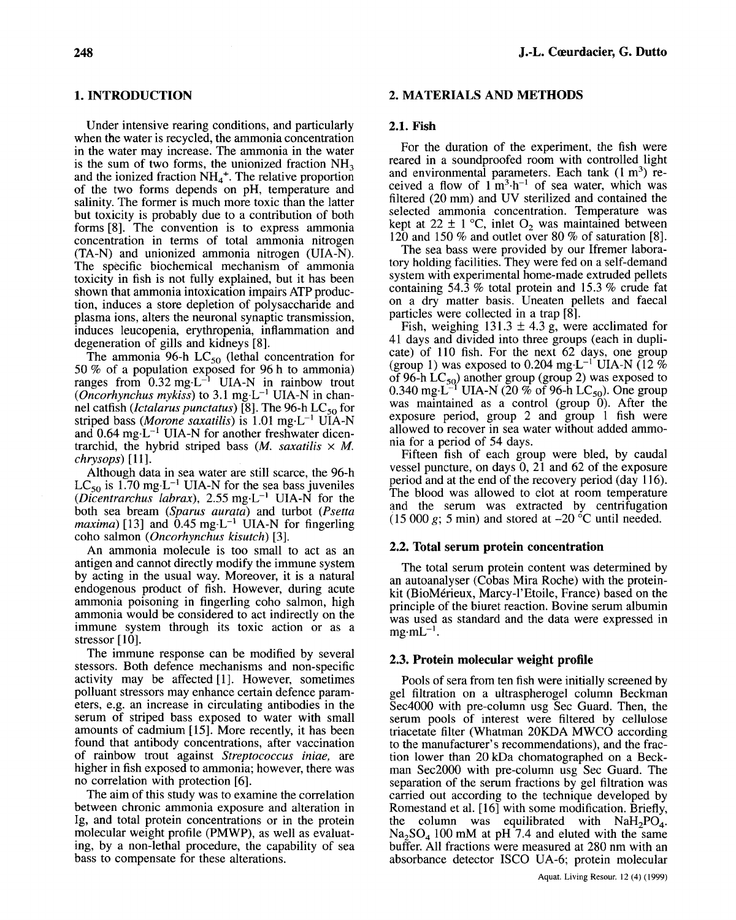## 1. INTRODUCTION

Under intensive rearing conditions, and particularly when the water is recycled, the ammonia concentration in the water may increase. The ammonia in the water is the sum of two forms, the unionized fraction $NH_3$ and the ionized fraction $NH_4^+$. The relative proportion of the two forms depends on pH, temperature and salinity. The former is much more toxic than the latter but toxicity is probably due to a contribution of both forms [8]. The convention is to express ammonia concentration in terms of total ammonia nitrogen (TA-N) and unionized ammonia nitrogen (UIA-N). The specific biochemical mechanism of ammonia toxicity in fish is not fully explained, but it has been shown that ammonia intoxication impairs ATP production, induces a store depletion of polysaccharide and plasma ions, alters the neuronal synaptic transmission, induces leucopenia, erythropenia, inflammation and degeneration of gills and kidneys [8].

The ammonia 96-h $LC_{50}$ (lethal concentration for 50 % of a population exposed for 96 h to ammonia) ranges from 0.32 $mg \cdot L^{-1}$ UIA-N in rainbow trout (*Oncorhynchus mykiss*) to 3.1 $mg \cdot L^{-1}$ UIA-N in channel catfish (*Ictalarus punctatus*) [8]. The 96-h $LC_{50}$ for striped bass (*Morone saxatilis*) is 1.01 $mg \cdot L^{-1}$ UIA-N and 0.64 $mg \cdot L^{-1}$ UIA-N for another freshwater dicentrarchid, the hybrid striped bass (*M. saxatilis* × *M. chrysops*) [11].

Although data in sea water are still scarce, the 96-h $LC_{50}$ is 1.70 $mg \cdot L^{-1}$ UIA-N for the sea bass juveniles (*Dicentrarchus labrax*), 2.55 $mg \cdot L^{-1}$ UIA-N for the both sea bream (*Sparus aurata*) and turbot (*Psetta maxima*) [13] and 0.45 $mg \cdot L^{-1}$ UIA-N for fingerling coho salmon (*Oncorhynchus kisutch*) [3].

An ammonia molecule is too small to act as an antigen and cannot directly modify the immune system by acting in the usual way. Moreover, it is a natural endogenous product of fish. However, during acute ammonia poisoning in fingerling coho salmon, high ammonia would be considered to act indirectly on the immune system through its toxic action or as a stressor [10].

The immune response can be modified by several stessors. Both defence mechanisms and non-specific activity may be affected [1]. However, sometimes pollutant stressors may enhance certain defence parameters, e.g. an increase in circulating antibodies in the serum of striped bass exposed to water with small amounts of cadmium [15]. More recently, it has been found that antibody concentrations, after vaccination of rainbow trout against *Streptococcus iniae*, are higher in fish exposed to ammonia; however, there was no correlation with protection [6].

The aim of this study was to examine the correlation between chronic ammonia exposure and alteration in Ig, and total protein concentrations or in the protein molecular weight profile (PMWP), as well as evaluating, by a non-lethal procedure, the capability of sea bass to compensate for these alterations.

## 2. MATERIALS AND METHODS

### 2.1. Fish

For the duration of the experiment, the fish were reared in a soundproofed room with controlled light and environmental parameters. Each tank (1 $m^3$) received a flow of 1 $m^3 \cdot h^{-1}$ of sea water, which was filtered (20 mm) and UV sterilized and contained the selected ammonia concentration. Temperature was kept at 22 ± 1 °C, inlet $O_2$ was maintained between 120 and 150 % and outlet over 80 % of saturation [8].

The sea bass were provided by our Ifremer laboratory holding facilities. They were fed on a self-demand system with experimental home-made extruded pellets containing 54.3 % total protein and 15.3 % crude fat on a dry matter basis. Uneaten pellets and faecal particles were collected in a trap [8].

Fish, weighing 131.3 ± 4.3 g, were acclimated for 41 days and divided into three groups (each in duplicate) of 110 fish. For the next 62 days, one group (group 1) was exposed to 0.204 $mg \cdot L^{-1}$ UIA-N (12 % of 96-h $LC_{50}$) another group (group 2) was exposed to 0.340 $mg \cdot L^{-1}$ UIA-N (20 % of 96-h $LC_{50}$). One group was maintained as a control (group 0). After the exposure period, group 2 and group 1 fish were allowed to recover in sea water without added ammonia for a period of 54 days.

Fifteen fish of each group were bled, by caudal vessel puncture, on days 0, 21 and 62 of the exposure period and at the end of the recovery period (day 116). The blood was allowed to clot at room temperature and the serum was extracted by centrifugation (15 000 *g*; 5 min) and stored at –20 °C until needed.

### 2.2. Total serum protein concentration

The total serum protein content was determined by an autoanalyser (Cobas Mira Roche) with the protein-kit (BioMérieux, Marcy-l'Etoile, France) based on the principle of the biuret reaction. Bovine serum albumin was used as standard and the data were expressed in $mg \cdot mL^{-1}$.

### 2.3. Protein molecular weight profile

Pools of sera from ten fish were initially screened by gel filtration on a ultraspherogel column Beckman Sec4000 with pre-column usg Sec Guard. Then, the serum pools of interest were filtered by cellulose triacetate filter (Whatman 20KDA MWCO according to the manufacturer's recommendations), and the fraction lower than 20 kDa chomatographed on a Beckman Sec2000 with pre-column usg Sec Guard. The separation of the serum fractions by gel filtration was carried out according to the technique developed by Romestand et al. [16] with some modification. Briefly, the column was equilibrated with $NaH_2PO_4$. $Na_2SO_4$ 100 mM at pH 7.4 and eluted with the same buffer. All fractions were measured at 280 nm with an absorbance detector ISCO UA-6; protein molecular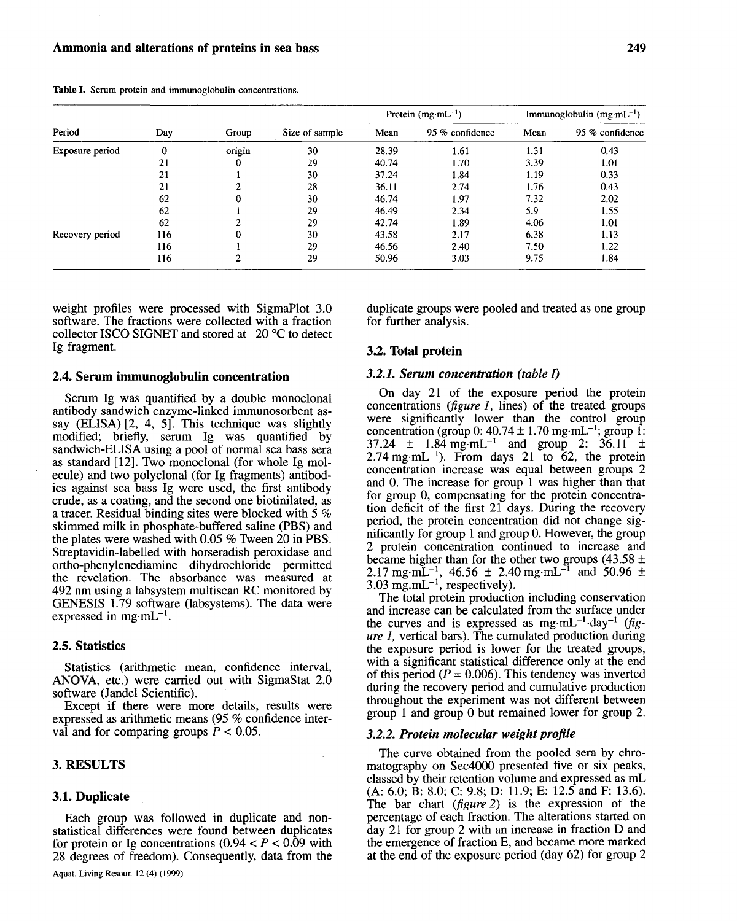Table I. Serum protein and immunoglobulin concentrations.

| Period | Day | Group | Size of sample | Protein ($mg \cdot mL^{-1}$) | | Immunoglobulin ($mg \cdot mL^{-1}$) | |
|---|---|---|---|---|---|---|---|
| | | | | Mean | 95 % confidence | Mean | 95 % confidence |
| Exposure period | 0 | origin | 30 | 28.39 | 1.61 | 1.31 | 0.43 |
| | 21 | 0 | 29 | 40.74 | 1.70 | 3.39 | 1.01 |
| | 21 | 1 | 30 | 37.24 | 1.84 | 1.19 | 0.33 |
| | 21 | 2 | 28 | 36.11 | 2.74 | 1.76 | 0.43 |
| | 62 | 0 | 30 | 46.74 | 1.97 | 7.32 | 2.02 |
| | 62 | 1 | 29 | 46.49 | 2.34 | 5.9 | 1.55 |
| | 62 | 2 | 29 | 42.74 | 1.89 | 4.06 | 1.01 |
| Recovery period | 116 | 0 | 30 | 43.58 | 2.17 | 6.38 | 1.13 |
| | 116 | 1 | 29 | 46.56 | 2.40 | 7.50 | 1.22 |
| | 116 | 2 | 29 | 50.96 | 3.03 | 9.75 | 1.84 |

weight profiles were processed with SigmaPlot 3.0 software. The fractions were collected with a fraction collector ISCO SIGNET and stored at –20 °C to detect Ig fragment.

### 2.4. Serum immunoglobulin concentration

Serum Ig was quantified by a double monoclonal antibody sandwich enzyme-linked immunosorbent assay (ELISA) [2, 4, 5]. This technique was slightly modified; briefly, serum Ig was quantified by sandwich-ELISA using a pool of normal sea bass sera as standard [12]. Two monoclonal (for whole Ig molecule) and two polyclonal (for Ig fragments) antibodies against sea bass Ig were used, the first antibody crude, as a coating, and the second one biotinilated, as a tracer. Residual binding sites were blocked with 5 % skimmed milk in phosphate-buffered saline (PBS) and the plates were washed with 0.05 % Tween 20 in PBS. Streptavidin-labelled with horseradish peroxidase and ortho-phenylenediamine dihydrochloride permitted the revelation. The absorbance was measured at 492 nm using a labsystem multiscan RC monitored by GENESIS 1.79 software (labsystems). The data were expressed in $mg \cdot mL^{-1}$.

### 2.5. Statistics

Statistics (arithmetic mean, confidence interval, ANOVA, etc.) were carried out with SigmaStat 2.0 software (Jandel Scientific).

Except if there were more details, results were expressed as arithmetic means (95 % confidence interval and for comparing groups $P < 0.05$.

## 3. RESULTS

### 3.1. Duplicate

Each group was followed in duplicate and non-statistical differences were found between duplicates for protein or Ig concentrations ($0.94 < P < 0.09$ with 28 degrees of freedom). Consequently, data from the duplicate groups were pooled and treated as one group for further analysis.

### 3.2. Total protein

#### *3.2.1. Serum concentration (table I)*

On day 21 of the exposure period the protein concentrations (*figure 1*, lines) of the treated groups were significantly lower than the control group concentration (group 0: 40.74 ± 1.70 $mg \cdot mL^{-1}$; group 1: 37.24 ± 1.84 $mg \cdot mL^{-1}$ and group 2: 36.11 ± 2.74 $mg \cdot mL^{-1}$). From days 21 to 62, the protein concentration increase was equal between groups 2 and 0. The increase for group 1 was higher than that for group 0, compensating for the protein concentration deficit of the first 21 days. During the recovery period, the protein concentration did not change significantly for group 1 and group 0. However, the group 2 protein concentration continued to increase and became higher than for the other two groups (43.58 ± 2.17 $mg \cdot mL^{-1}$, 46.56 ± 2.40 $mg \cdot mL^{-1}$ and 50.96 ± 3.03 $mg.mL^{-1}$, respectively).

The total protein production including conservation and increase can be calculated from the surface under the curves and is expressed as $mg \cdot mL^{-1} \cdot day^{-1}$ (*figure 1*, vertical bars). The cumulated production during the exposure period is lower for the treated groups, with a significant statistical difference only at the end of this period ($P = 0.006$). This tendency was inverted during the recovery period and cumulative production throughout the experiment was not different between group 1 and group 0 but remained lower for group 2.

#### *3.2.2. Protein molecular weight profile*

The curve obtained from the pooled sera by chromatography on Sec4000 presented five or six peaks, classed by their retention volume and expressed as mL (A: 6.0; B: 8.0; C: 9.8; D: 11.9; E: 12.5 and F: 13.6). The bar chart (*figure 2*) is the expression of the percentage of each fraction. The alterations started on day 21 for group 2 with an increase in fraction D and the emergence of fraction E, and became more marked at the end of the exposure period (day 62) for group 2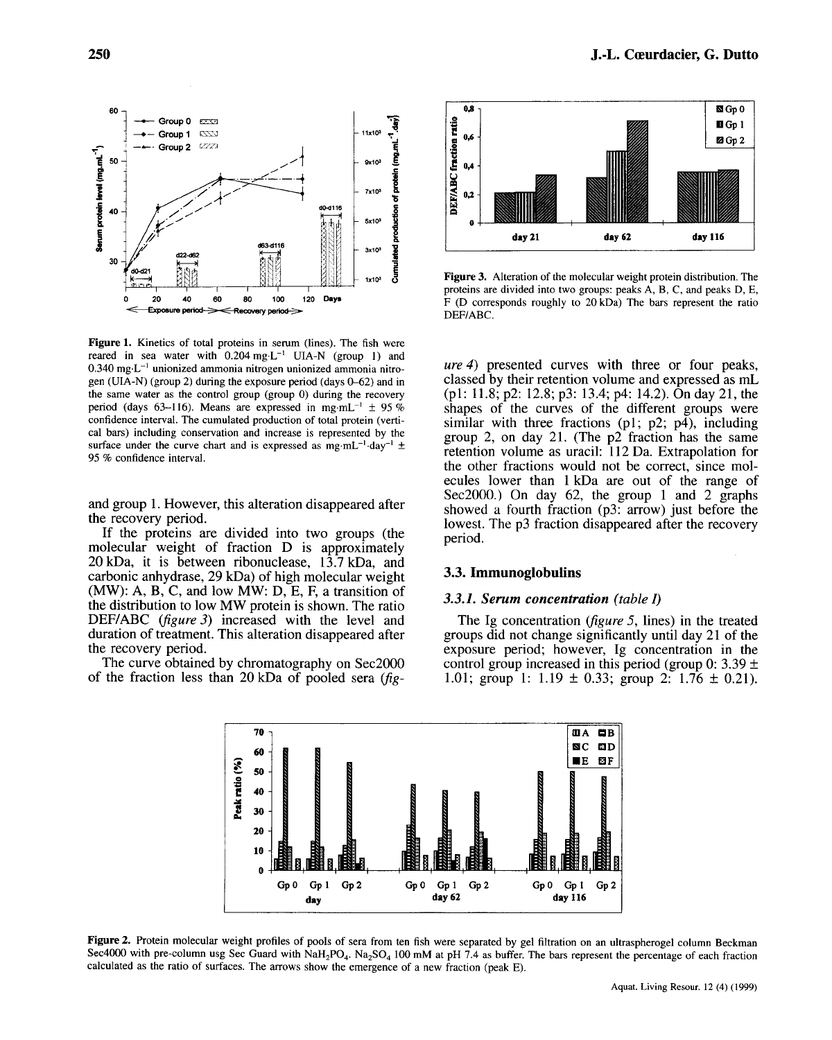Figure 1. Kinetics of total proteins in serum (lines). The fish were reared in sea water with 0.204 mg·L$^{-1}$ UIA-N (group 1) and 0.340 mg·L$^{-1}$ unionized ammonia nitrogen unionized ammonia nitrogen (UIA-N) (group 2) during the exposure period (days 0–62) and in the same water as the control group (group 0) during the recovery period (days 63–116). Means are expressed in mg·mL$^{-1}$ ± 95 % confidence interval. The cumulated production of total protein (vertical bars) including conservation and increase is represented by the surface under the curve chart and is expressed as mg·mL$^{-1}$·day$^{-1}$ ± 95 % confidence interval.

Figure 3. Alteration of the molecular weight protein distribution. The proteins are divided into two groups: peaks A, B, C, and peaks D, E, F (D corresponds roughly to 20 kDa) The bars represent the ratio DEF/ABC.

and group 1. However, this alteration disappeared after the recovery period.

If the proteins are divided into two groups (the molecular weight of fraction D is approximately 20 kDa, it is between ribonuclease, 13.7 kDa, and carbonic anhydrase, 29 kDa) of high molecular weight (MW): A, B, C, and low MW: D, E, F, a transition of the distribution to low MW protein is shown. The ratio DEF/ABC (*figure 3*) increased with the level and duration of treatment. This alteration disappeared after the recovery period.

The curve obtained by chromatography on Sec2000 of the fraction less than 20 kDa of pooled sera (*figure 4*) presented curves with three or four peaks, classed by their retention volume and expressed as mL (p1: 11.8; p2: 12.8; p3: 13.4; p4: 14.2). On day 21, the shapes of the curves of the different groups were similar with three fractions (p1; p2; p4), including group 2, on day 21. (The p2 fraction has the same retention volume as uracil: 112 Da. Extrapolation for the other fractions would not be correct, since molecules lower than 1 kDa are out of the range of Sec2000.) On day 62, the group 1 and 2 graphs showed a fourth fraction (p3: arrow) just before the lowest. The p3 fraction disappeared after the recovery period.

### 3.3. Immunoglobulins

#### *3.3.1. Serum concentration (table I)*

The Ig concentration (*figure 5*, lines) in the treated groups did not change significantly until day 21 of the exposure period; however, Ig concentration in the control group increased in this period (group 0: 3.39 ± 1.01; group 1: 1.19 ± 0.33; group 2: 1.76 ± 0.21).

Figure 2. Protein molecular weight profiles of pools of sera from ten fish were separated by gel filtration on an ultraspherogel column Beckman Sec4000 with pre-column usg Sec Guard with $NaH_2PO_4$, $Na_2SO_4$ 100 mM at pH 7.4 as buffer. The bars represent the percentage of each fraction calculated as the ratio of surfaces. The arrows show the emergence of a new fraction (peak E).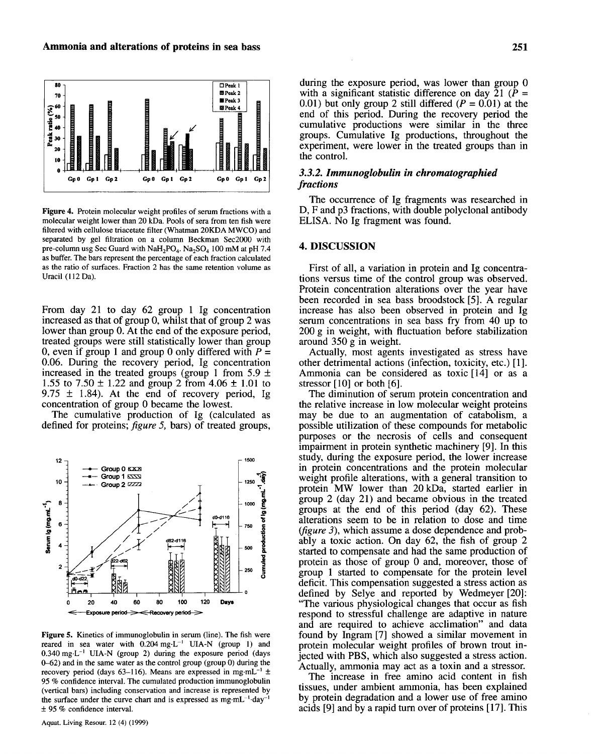Figure 4. Protein molecular weight profiles of serum fractions with a molecular weight lower than 20 kDa. Pools of sera from ten fish were filtered with cellulose triacetate filter (Whatman 20KDA MWCO) and separated by gel filtration on a column Beckman Sec2000 with pre-column usg Sec Guard with $NaH_2PO_4$. $Na_2SO_4$ 100 mM at pH 7.4 as buffer. The bars represent the percentage of each fraction calculated as the ratio of surfaces. Fraction 2 has the same retention volume as Uracil (112 Da).

From day 21 to day 62 group 1 Ig concentration increased as that of group 0, whilst that of group 2 was lower than group 0. At the end of the exposure period, treated groups were still statistically lower than group 0, even if group 1 and group 0 only differed with $P$ = 0.06. During the recovery period, Ig concentration increased in the treated groups (group 1 from 5.9 ± 1.55 to 7.50 ± 1.22 and group 2 from 4.06 ± 1.01 to 9.75 ± 1.84). At the end of recovery period, Ig concentration of group 0 became the lowest.

The cumulative production of Ig (calculated as defined for proteins; *figure 5*, bars) of treated groups, during the exposure period, was lower than group 0 with a significant statistic difference on day 21 ($P$ = 0.01) but only group 2 still differed ($P$ = 0.01) at the end of this period. During the recovery period the cumulative productions were similar in the three groups. Cumulative Ig productions, throughout the experiment, were lower in the treated groups than in the control.

Figure 5. Kinetics of immunoglobulin in serum (line). The fish were reared in sea water with 0.204 $mg \cdot L^{-1}$ UIA-N (group 1) and 0.340 $mg \cdot L^{-1}$ UIA-N (group 2) during the exposure period (days 0–62) and in the same water as the control group (group 0) during the recovery period (days 63–116). Means are expressed in $mg \cdot mL^{-1}$ ± 95 % confidence interval. The cumulated production immunoglobulin (vertical bars) including conservation and increase is represented by the surface under the curve chart and is expressed as $mg \cdot mL^{-1} \cdot day^{-1}$ ± 95 % confidence interval.

### 3.3.2. Immunoglobulin in chromatographied fractions

The occurrence of Ig fragments was researched in D, F and p3 fractions, with double polyclonal antibody ELISA. No Ig fragment was found.

## 4. DISCUSSION

First of all, a variation in protein and Ig concentrations versus time of the control group was observed. Protein concentration alterations over the year have been recorded in sea bass broodstock [5]. A regular increase has also been observed in protein and Ig serum concentrations in sea bass fry from 40 up to 200 g in weight, with fluctuation before stabilization around 350 g in weight.

Actually, most agents investigated as stress have other detrimental actions (infection, toxicity, etc.) [1]. Ammonia can be considered as toxic [14] or as a stressor [10] or both [6].

The diminution of serum protein concentration and the relative increase in low molecular weight proteins may be due to an augmentation of catabolism, a possible utilization of these compounds for metabolic purposes or the necrosis of cells and consequent impairment in protein synthetic machinery [9]. In this study, during the exposure period, the lower increase in protein concentrations and the protein molecular weight profile alterations, with a general transition to protein MW lower than 20 kDa, started earlier in group 2 (day 21) and became obvious in the treated groups at the end of this period (day 62). These alterations seem to be in relation to dose and time (*figure 3*), which assume a dose dependence and probably a toxic action. On day 62, the fish of group 2 started to compensate and had the same production of protein as those of group 0 and, moreover, those of group 1 started to compensate for the protein level deficit. This compensation suggested a stress action as defined by Selye and reported by Wedmeyer [20]: "The various physiological changes that occur as fish respond to stressful challenge are adaptive in nature and are required to achieve acclimation" and data found by Ingram [7] showed a similar movement in protein molecular weight profiles of brown trout injected with PBS, which also suggested a stress action. Actually, ammonia may act as a toxin and a stressor.

The increase in free amino acid content in fish tissues, under ambient ammonia, has been explained by protein degradation and a lower use of free amino acids [9] and by a rapid turn over of proteins [17]. This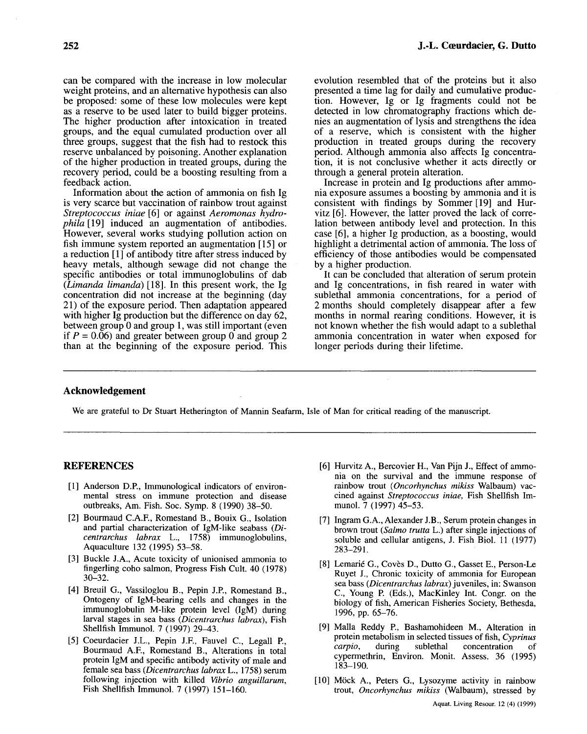can be compared with the increase in low molecular weight proteins, and an alternative hypothesis can also be proposed: some of these low molecules were kept as a reserve to be used later to build bigger proteins. The higher production after intoxication in treated groups, and the equal cumulated production over all three groups, suggest that the fish had to restock this reserve unbalanced by poisoning. Another explanation of the higher production in treated groups, during the recovery period, could be a boosting resulting from a feedback action.

Information about the action of ammonia on fish Ig is very scarce but vaccination of rainbow trout against *Streptococcus iniae* [6] or against *Aeromonas hydrophila* [19] induced an augmentation of antibodies. However, several works studying pollution action on fish immune system reported an augmentation [15] or a reduction [1] of antibody titre after stress induced by heavy metals, although sewage did not change the specific antibodies or total immunoglobulins of dab (*Limanda limanda*) [18]. In this present work, the Ig concentration did not increase at the beginning (day 21) of the exposure period. Then adaptation appeared with higher Ig production but the difference on day 62, between group 0 and group 1, was still important (even if $P = 0.06$) and greater between group 0 and group 2 than at the beginning of the exposure period. This evolution resembled that of the proteins but it also presented a time lag for daily and cumulative production. However, Ig or Ig fragments could not be detected in low chromatography fractions which denies an augmentation of lysis and strengthens the idea of a reserve, which is consistent with the higher production in treated groups during the recovery period. Although ammonia also affects Ig concentration, it is not conclusive whether it acts directly or through a general protein alteration.

Increase in protein and Ig productions after ammonia exposure assumes a boosting by ammonia and it is consistent with findings by Sommer [19] and Hurvitz [6]. However, the latter proved the lack of correlation between antibody level and protection. In this case [6], a higher Ig production, as a boosting, would highlight a detrimental action of ammonia. The loss of efficiency of those antibodies would be compensated by a higher production.

It can be concluded that alteration of serum protein and Ig concentrations, in fish reared in water with sublethal ammonia concentrations, for a period of 2 months should completely disappear after a few months in normal rearing conditions. However, it is not known whether the fish would adapt to a sublethal ammonia concentration in water when exposed for longer periods during their lifetime.

## Acknowledgement

We are grateful to Dr Stuart Hetherington of Mannin Seafarm, Isle of Man for critical reading of the manuscript.

## REFERENCES

[1] Anderson D.P., Immunological indicators of environmental stress on immune protection and disease outbreaks, Am. Fish. Soc. Symp. 8 (1990) 38–50.

[2] Bourmaud C.A.F., Romestand B., Bouix G., Isolation and partial characterization of IgM-like seabass (*Dicentrarchus labrax* L., 1758) immunoglobulins, Aquaculture 132 (1995) 53–58.

[3] Buckle J.A., Acute toxicity of unionised ammonia to fingerling coho salmon, Progress Fish Cult. 40 (1978) 30–32.

[4] Breuil G., Vassiloglou B., Pepin J.P., Romestand B., Ontogeny of IgM-bearing cells and changes in the immunoglobulin M-like protein level (IgM) during larval stages in sea bass (*Dicentrarchus labrax*), Fish Shellfish Immunol. 7 (1997) 29–43.

[5] Coeurdacier J.L., Pepin J.F., Fauvel C., Legall P., Bourmaud A.F., Romestand B., Alterations in total protein IgM and specific antibody activity of male and female sea bass (*Dicentrarchus labrax* L., 1758) serum following injection with killed *Vibrio anguillarum*, Fish Shellfish Immunol. 7 (1997) 151–160.

[6] Hurvitz A., Bercovier H., Van Pijn J., Effect of ammonia on the survival and the immune response of rainbow trout (*Oncorhynchus mikiss* Walbaum) vaccined against *Streptococcus iniae*, Fish Shellfish Immunol. 7 (1997) 45–53.

[7] Ingram G.A., Alexander J.B., Serum protein changes in brown trout (*Salmo trutta* L.) after single injections of soluble and cellular antigens, J. Fish Biol. 11 (1977) 283–291.

[8] Lemarié G., Covès D., Dutto G., Gasset E., Person-Le Ruyet J., Chronic toxicity of ammonia for European sea bass (*Dicentrarchus labrax*) juveniles, in: Swanson C., Young P. (Eds.), MacKinley Int. Congr. on the biology of fish, American Fisheries Society, Bethesda, 1996, pp. 65–76.

[9] Malla Reddy P., Bashamohideen M., Alteration in protein metabolism in selected tissues of fish, *Cyprinus carpio*, during sublethal concentration of cypermethrin, Environ. Monit. Assess. 36 (1995) 183–190.

[10] Möck A., Peters G., Lysozyme activity in rainbow trout, *Oncorhynchus mikiss* (Walbaum), stressed by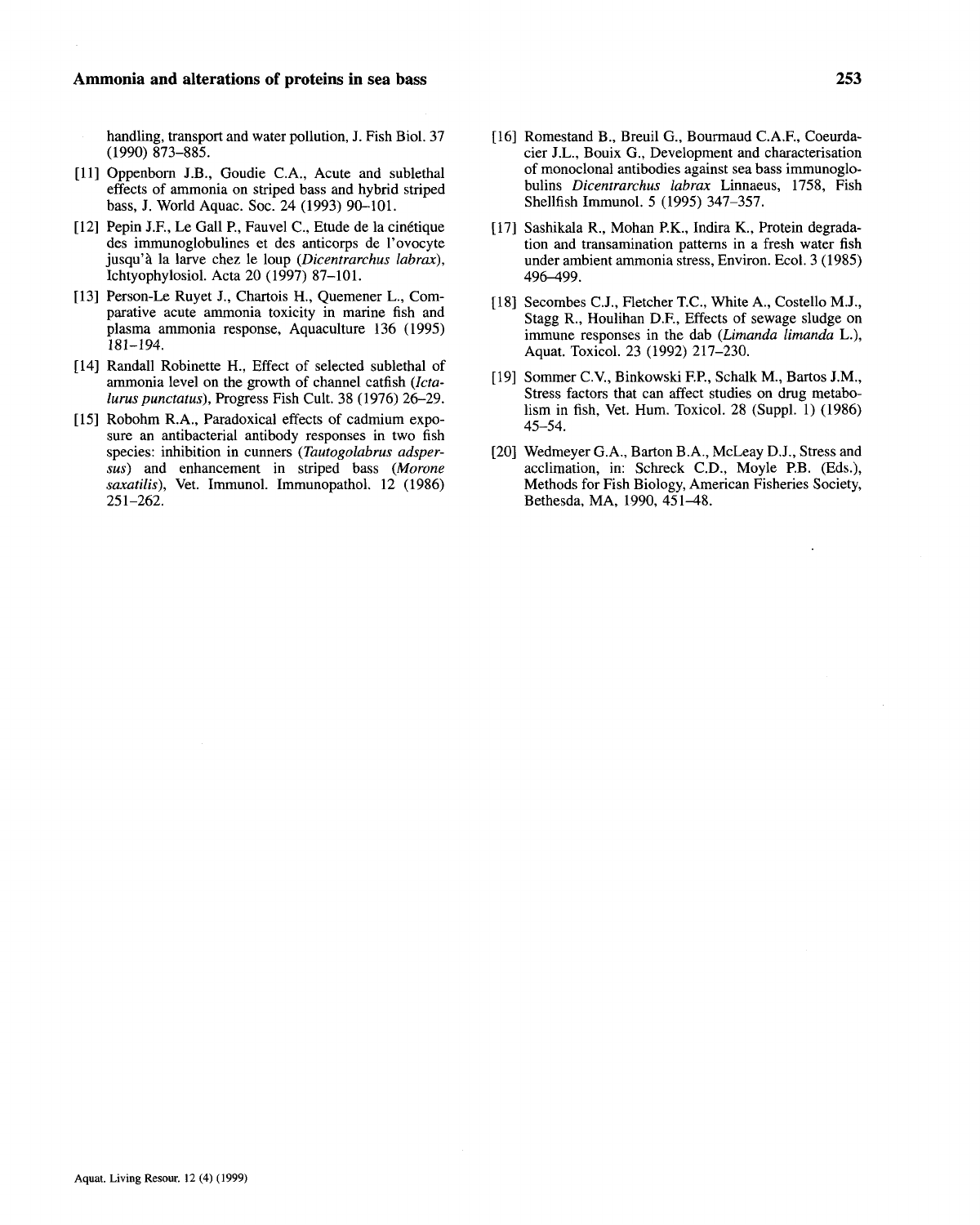handling, transport and water pollution, J. Fish Biol. 37 (1990) 873–885.

[11] Oppenborn J.B., Goudie C.A., Acute and sublethal effects of ammonia on striped bass and hybrid striped bass, J. World Aquac. Soc. 24 (1993) 90–101.

[12] Pepin J.F., Le Gall P., Fauvel C., Etude de la cinétique des immunoglobulines et des anticorps de l'ovocyte jusqu'à la larve chez le loup (*Dicentrarchus labrax*), Ichtyophylosiol. Acta 20 (1997) 87–101.

[13] Person-Le Ruyet J., Chartois H., Quemener L., Comparative acute ammonia toxicity in marine fish and plasma ammonia response, Aquaculture 136 (1995) 181–194.

[14] Randall Robinette H., Effect of selected sublethal of ammonia level on the growth of channel catfish (*Ictalurus punctatus*), Progress Fish Cult. 38 (1976) 26–29.

[15] Robohm R.A., Paradoxical effects of cadmium exposure an antibacterial antibody responses in two fish species: inhibition in cunners (*Tautogolabrus adspersus*) and enhancement in striped bass (*Morone saxatilis*), Vet. Immunol. Immunopathol. 12 (1986) 251–262.

[16] Romestand B., Breuil G., Bourmaud C.A.F., Coeurdacier J.L., Bouix G., Development and characterisation of monoclonal antibodies against sea bass immunoglobulins *Dicentrarchus labrax* Linnaeus, 1758, Fish Shellfish Immunol. 5 (1995) 347–357.

[17] Sashikala R., Mohan P.K., Indira K., Protein degradation and transamination patterns in a fresh water fish under ambient ammonia stress, Environ. Ecol. 3 (1985) 496–499.

[18] Secombes C.J., Fletcher T.C., White A., Costello M.J., Stagg R., Houlihan D.F., Effects of sewage sludge on immune responses in the dab (*Limanda limanda* L.), Aquat. Toxicol. 23 (1992) 217–230.

[19] Sommer C.V., Binkowski F.P., Schalk M., Bartos J.M., Stress factors that can affect studies on drug metabolism in fish, Vet. Hum. Toxicol. 28 (Suppl. 1) (1986) 45–54.

[20] Wedmeyer G.A., Barton B.A., McLeay D.J., Stress and acclimation, in: Schreck C.D., Moyle P.B. (Eds.), Methods for Fish Biology, American Fisheries Society, Bethesda, MA, 1990, 451–48.